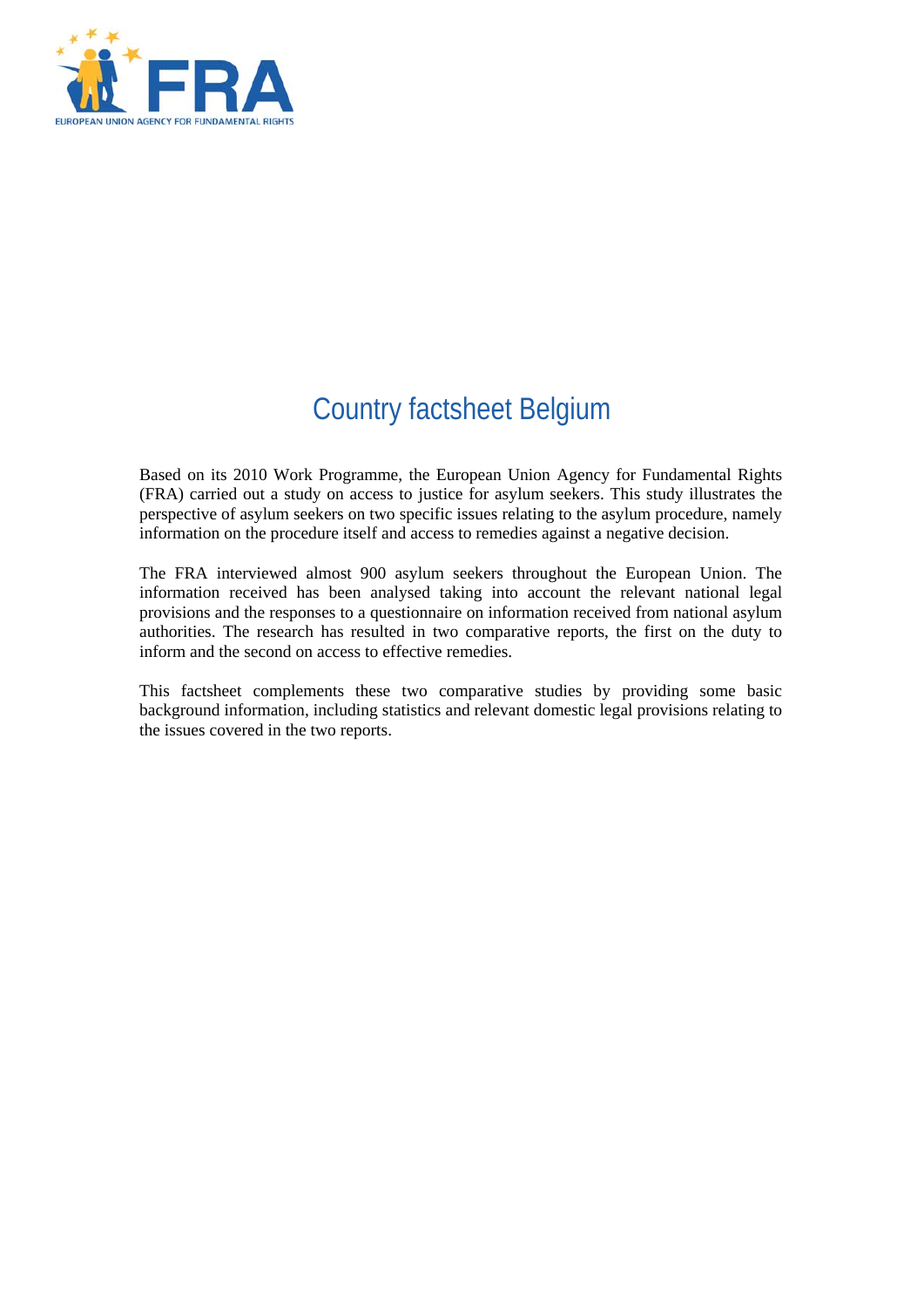# Country factsheet Belgium

Based on its 2010 Work Programme, the European Union Agency for Fundamental Rights (FRA) carried out a study on access to justice for asylum seekers. This study illustrates the perspective of asylum seekers on two specific issues relating to the asylum procedure, namely information on the procedure itself and access to remedies against a negative decision.

The FRA interviewed almost 900 asylum seekers throughout the European Union. The information received has been analysed taking into account the relevant national legal provisions and the responses to a questionnaire on information received from national asylum authorities. The research has resulted in two comparative reports, the first on the duty to inform and the second on access to effective remedies.

This factsheet complements these two comparative studies by providing some basic background information, including statistics and relevant domestic legal provisions relating to the issues covered in the two reports.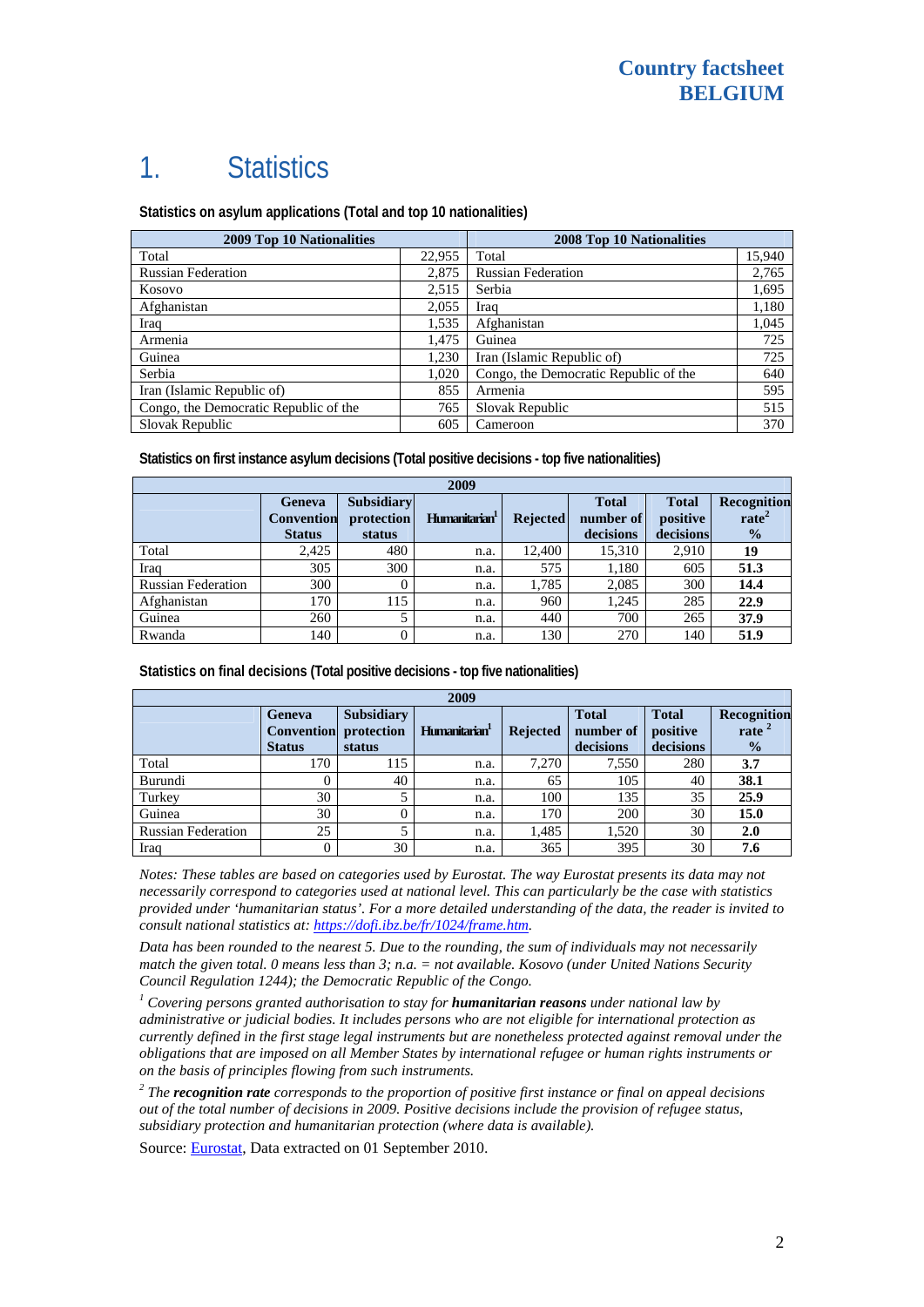# 1. Statistics

**Statistics on asylum applications (Total and top 10 nationalities)**

| 2009 Top 10 Nationalities | | 2008 Top 10 Nationalities | |
|---|---|---|---|
| Total | 22,955 | Total | 15,940 |
| Russian Federation | 2,875 | Russian Federation | 2,765 |
| Kosovo | 2,515 | Serbia | 1,695 |
| Afghanistan | 2,055 | Iraq | 1,180 |
| Iraq | 1,535 | Afghanistan | 1,045 |
| Armenia | 1,475 | Guinea | 725 |
| Guinea | 1,230 | Iran (Islamic Republic of) | 725 |
| Serbia | 1,020 | Congo, the Democratic Republic of the | 640 |
| Iran (Islamic Republic of) | 855 | Armenia | 595 |
| Congo, the Democratic Republic of the | 765 | Slovak Republic | 515 |
| Slovak Republic | 605 | Cameroon | 370 |

**Statistics on first instance asylum decisions (Total positive decisions - top five nationalities)**

| 2009 | | | | | | | |
|---|---|---|---|---|---|---|---|
| | Geneva Convention Status | Subsidiary protection status | Humanitarian[1] | Rejected | Total number of decisions | Total positive decisions | Recognition rate[2] % |
| Total | 2,425 | 480 | n.a. | 12,400 | 15,310 | 2,910 | **19** |
| Iraq | 305 | 300 | n.a. | 575 | 1,180 | 605 | **51.3** |
| Russian Federation | 300 | 0 | n.a. | 1,785 | 2,085 | 300 | **14.4** |
| Afghanistan | 170 | 115 | n.a. | 960 | 1,245 | 285 | **22.9** |
| Guinea | 260 | 5 | n.a. | 440 | 700 | 265 | **37.9** |
| Rwanda | 140 | 0 | n.a. | 130 | 270 | 140 | **51.9** |

**Statistics on final decisions (Total positive decisions - top five nationalities)**

| 2009 | | | | | | | |
|---|---|---|---|---|---|---|---|
| | Geneva Convention Status | Subsidiary protection status | Humanitarian[1] | Rejected | Total number of decisions | Total positive decisions | Recognition rate[2] % |
| Total | 170 | 115 | n.a. | 7,270 | 7,550 | 280 | **3.7** |
| Burundi | 0 | 40 | n.a. | 65 | 105 | 40 | **38.1** |
| Turkey | 30 | 5 | n.a. | 100 | 135 | 35 | **25.9** |
| Guinea | 30 | 0 | n.a. | 170 | 200 | 30 | **15.0** |
| Russian Federation | 25 | 5 | n.a. | 1,485 | 1,520 | 30 | **2.0** |
| Iraq | 0 | 30 | n.a. | 365 | 395 | 30 | **7.6** |

*Notes: These tables are based on categories used by Eurostat. The way Eurostat presents its data may not necessarily correspond to categories used at national level. This can particularly be the case with statistics provided under 'humanitarian status'. For a more detailed understanding of the data, the reader is invited to consult national statistics at: https://dofi.ibz.be/fr/1024/frame.htm.*

*Data has been rounded to the nearest 5. Due to the rounding, the sum of individuals may not necessarily match the given total. 0 means less than 3; n.a. = not available. Kosovo (under United Nations Security Council Regulation 1244); the Democratic Republic of the Congo.*

*[1] Covering persons granted authorisation to stay for **humanitarian reasons** under national law by administrative or judicial bodies. It includes persons who are not eligible for international protection as currently defined in the first stage legal instruments but are nonetheless protected against removal under the obligations that are imposed on all Member States by international refugee or human rights instruments or on the basis of principles flowing from such instruments.*

*[2] The **recognition rate** corresponds to the proportion of positive first instance or final on appeal decisions out of the total number of decisions in 2009. Positive decisions include the provision of refugee status, subsidiary protection and humanitarian protection (where data is available).*

Source: Eurostat, Data extracted on 01 September 2010.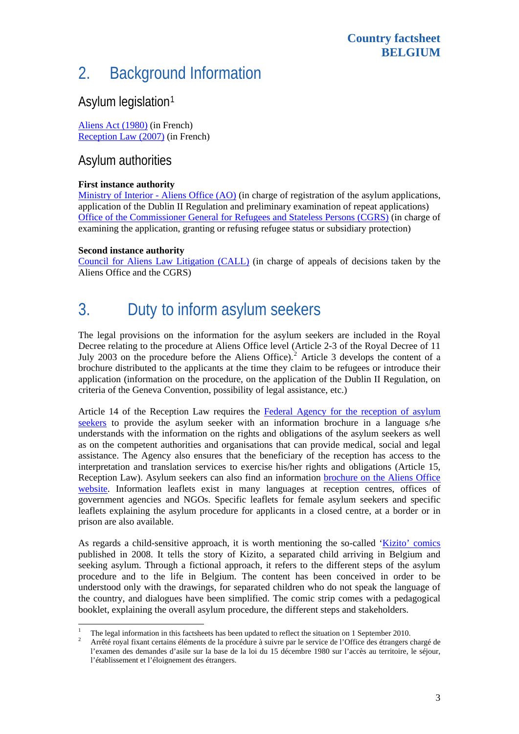## 2. Background Information

### Asylum legislation[1]

Aliens Act (1980) (in French)
Reception Law (2007) (in French)

### Asylum authorities

**First instance authority**
Ministry of Interior - Aliens Office (AO) (in charge of registration of the asylum applications, application of the Dublin II Regulation and preliminary examination of repeat applications)
Office of the Commissioner General for Refugees and Stateless Persons (CGRS) (in charge of examining the application, granting or refusing refugee status or subsidiary protection)

**Second instance authority**
Council for Aliens Law Litigation (CALL) (in charge of appeals of decisions taken by the Aliens Office and the CGRS)

## 3. Duty to inform asylum seekers

The legal provisions on the information for the asylum seekers are included in the Royal Decree relating to the procedure at Aliens Office level (Article 2-3 of the Royal Decree of 11 July 2003 on the procedure before the Aliens Office).[2] Article 3 develops the content of a brochure distributed to the applicants at the time they claim to be refugees or introduce their application (information on the procedure, on the application of the Dublin II Regulation, on criteria of the Geneva Convention, possibility of legal assistance, etc.)

Article 14 of the Reception Law requires the Federal Agency for the reception of asylum seekers to provide the asylum seeker with an information brochure in a language s/he understands with the information on the rights and obligations of the asylum seekers as well as on the competent authorities and organisations that can provide medical, social and legal assistance. The Agency also ensures that the beneficiary of the reception has access to the interpretation and translation services to exercise his/her rights and obligations (Article 15, Reception Law). Asylum seekers can also find an information brochure on the Aliens Office website. Information leaflets exist in many languages at reception centres, offices of government agencies and NGOs. Specific leaflets for female asylum seekers and specific leaflets explaining the asylum procedure for applicants in a closed centre, at a border or in prison are also available.

As regards a child-sensitive approach, it is worth mentioning the so-called 'Kizito' comics published in 2008. It tells the story of Kizito, a separated child arriving in Belgium and seeking asylum. Through a fictional approach, it refers to the different steps of the asylum procedure and to the life in Belgium. The content has been conceived in order to be understood only with the drawings, for separated children who do not speak the language of the country, and dialogues have been simplified. The comic strip comes with a pedagogical booklet, explaining the overall asylum procedure, the different steps and stakeholders.

---

[1] The legal information in this factsheets has been updated to reflect the situation on 1 September 2010.

[2] Arrêté royal fixant certains éléments de la procédure à suivre par le service de l'Office des étrangers chargé de l'examen des demandes d'asile sur la base de la loi du 15 décembre 1980 sur l'accès au territoire, le séjour, l'établissement et l'éloignement des étrangers.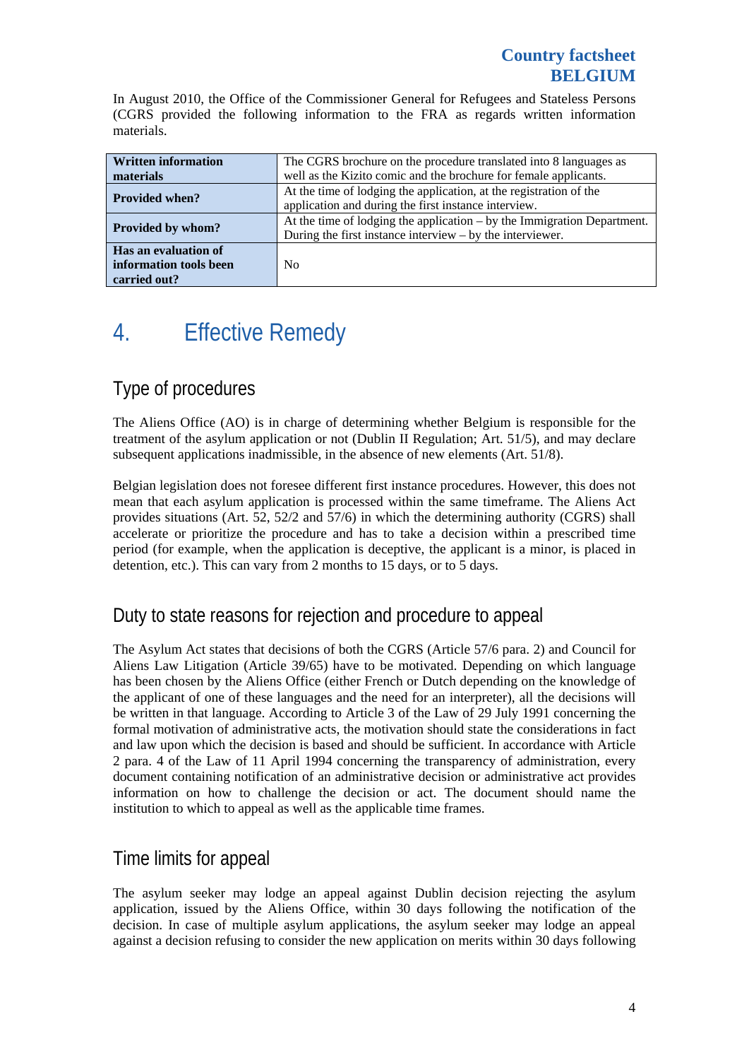In August 2010, the Office of the Commissioner General for Refugees and Stateless Persons (CGRS provided the following information to the FRA as regards written information materials.

| **Written information materials** | The CGRS brochure on the procedure translated into 8 languages as well as the Kizito comic and the brochure for female applicants. |
|---|---|
| **Provided when?** | At the time of lodging the application, at the registration of the application and during the first instance interview. |
| **Provided by whom?** | At the time of lodging the application – by the Immigration Department. During the first instance interview – by the interviewer. |
| **Has an evaluation of information tools been carried out?** | No |

# 4. Effective Remedy

## Type of procedures

The Aliens Office (AO) is in charge of determining whether Belgium is responsible for the treatment of the asylum application or not (Dublin II Regulation; Art. 51/5), and may declare subsequent applications inadmissible, in the absence of new elements (Art. 51/8).

Belgian legislation does not foresee different first instance procedures. However, this does not mean that each asylum application is processed within the same timeframe. The Aliens Act provides situations (Art. 52, 52/2 and 57/6) in which the determining authority (CGRS) shall accelerate or prioritize the procedure and has to take a decision within a prescribed time period (for example, when the application is deceptive, the applicant is a minor, is placed in detention, etc.). This can vary from 2 months to 15 days, or to 5 days.

## Duty to state reasons for rejection and procedure to appeal

The Asylum Act states that decisions of both the CGRS (Article 57/6 para. 2) and Council for Aliens Law Litigation (Article 39/65) have to be motivated. Depending on which language has been chosen by the Aliens Office (either French or Dutch depending on the knowledge of the applicant of one of these languages and the need for an interpreter), all the decisions will be written in that language. According to Article 3 of the Law of 29 July 1991 concerning the formal motivation of administrative acts, the motivation should state the considerations in fact and law upon which the decision is based and should be sufficient. In accordance with Article 2 para. 4 of the Law of 11 April 1994 concerning the transparency of administration, every document containing notification of an administrative decision or administrative act provides information on how to challenge the decision or act. The document should name the institution to which to appeal as well as the applicable time frames.

## Time limits for appeal

The asylum seeker may lodge an appeal against Dublin decision rejecting the asylum application, issued by the Aliens Office, within 30 days following the notification of the decision. In case of multiple asylum applications, the asylum seeker may lodge an appeal against a decision refusing to consider the new application on merits within 30 days following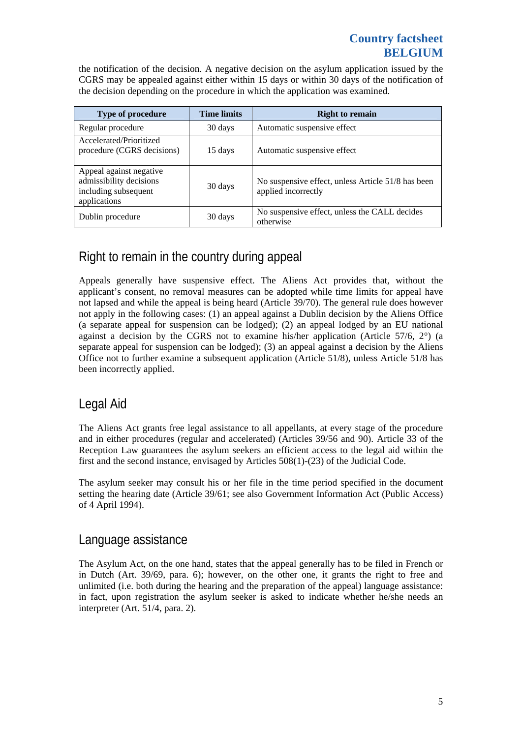the notification of the decision. A negative decision on the asylum application issued by the CGRS may be appealed against either within 15 days or within 30 days of the notification of the decision depending on the procedure in which the application was examined.

| Type of procedure | Time limits | Right to remain |
|---|---|---|
| Regular procedure | 30 days | Automatic suspensive effect |
| Accelerated/Prioritized procedure (CGRS decisions) | 15 days | Automatic suspensive effect |
| Appeal against negative admissibility decisions including subsequent applications | 30 days | No suspensive effect, unless Article 51/8 has been applied incorrectly |
| Dublin procedure | 30 days | No suspensive effect, unless the CALL decides otherwise |

## Right to remain in the country during appeal

Appeals generally have suspensive effect. The Aliens Act provides that, without the applicant's consent, no removal measures can be adopted while time limits for appeal have not lapsed and while the appeal is being heard (Article 39/70). The general rule does however not apply in the following cases: (1) an appeal against a Dublin decision by the Aliens Office (a separate appeal for suspension can be lodged); (2) an appeal lodged by an EU national against a decision by the CGRS not to examine his/her application (Article 57/6, 2°) (a separate appeal for suspension can be lodged); (3) an appeal against a decision by the Aliens Office not to further examine a subsequent application (Article 51/8), unless Article 51/8 has been incorrectly applied.

## Legal Aid

The Aliens Act grants free legal assistance to all appellants, at every stage of the procedure and in either procedures (regular and accelerated) (Articles 39/56 and 90). Article 33 of the Reception Law guarantees the asylum seekers an efficient access to the legal aid within the first and the second instance, envisaged by Articles 508(1)-(23) of the Judicial Code.

The asylum seeker may consult his or her file in the time period specified in the document setting the hearing date (Article 39/61; see also Government Information Act (Public Access) of 4 April 1994).

## Language assistance

The Asylum Act, on the one hand, states that the appeal generally has to be filed in French or in Dutch (Art. 39/69, para. 6); however, on the other one, it grants the right to free and unlimited (i.e. both during the hearing and the preparation of the appeal) language assistance: in fact, upon registration the asylum seeker is asked to indicate whether he/she needs an interpreter (Art. 51/4, para. 2).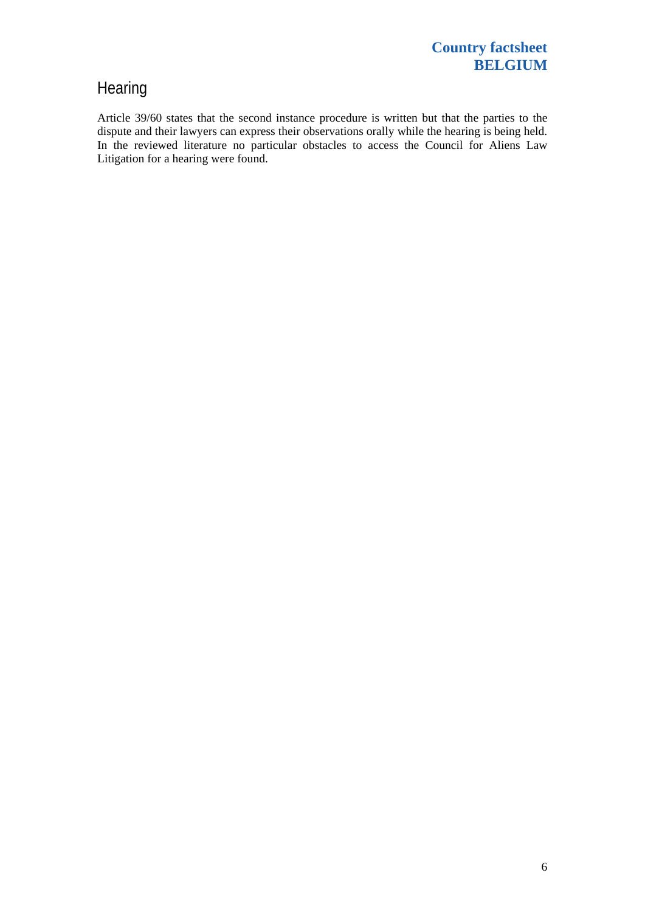## Hearing

Article 39/60 states that the second instance procedure is written but that the parties to the dispute and their lawyers can express their observations orally while the hearing is being held. In the reviewed literature no particular obstacles to access the Council for Aliens Law Litigation for a hearing were found.